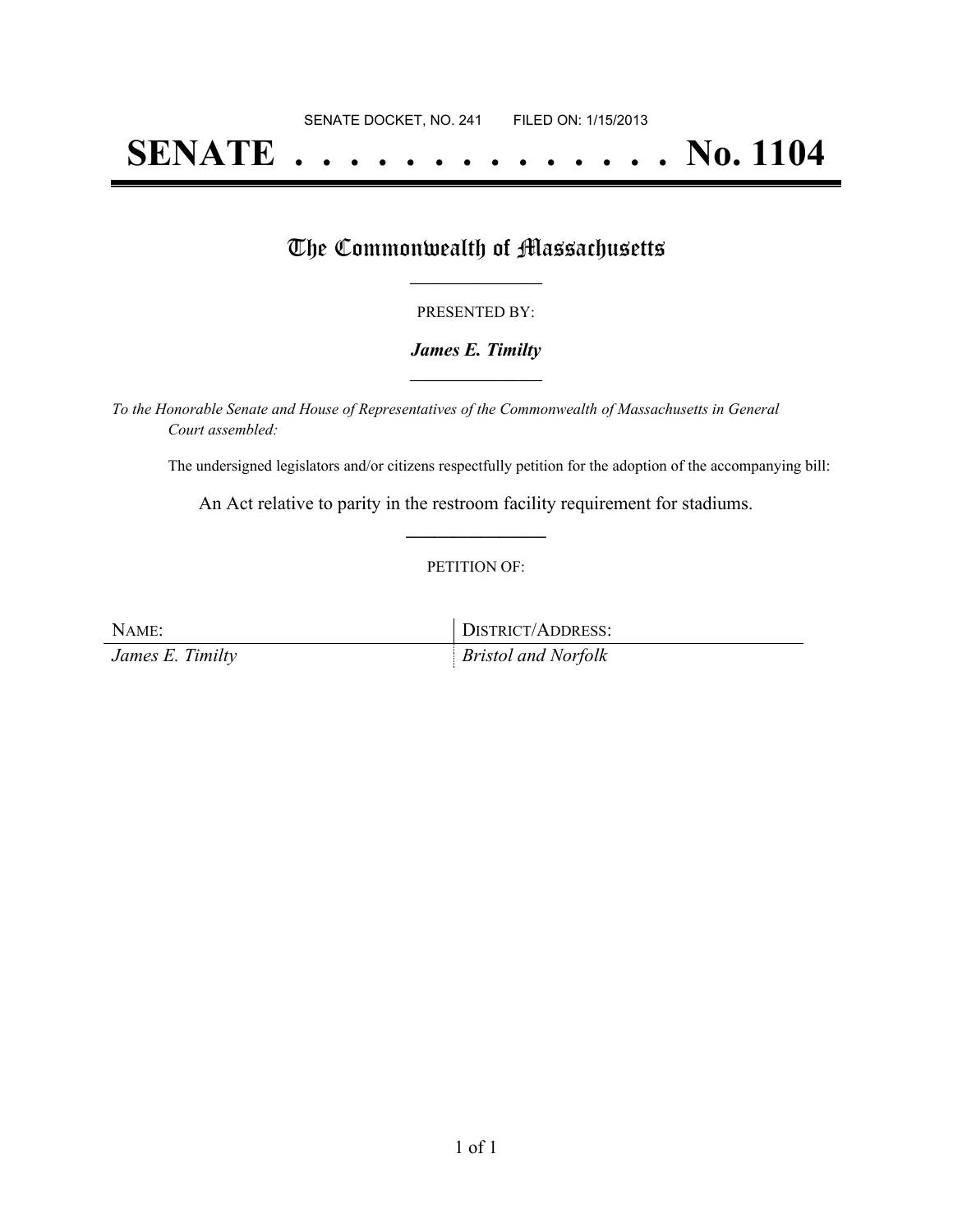SENATE DOCKET, NO. 241        FILED ON: 1/15/2013

# SENATE . . . . . . . . . . . . . . No. 1104

## The Commonwealth of Massachusetts

PRESENTED BY:

***James E. Timilty***

*To the Honorable Senate and House of Representatives of the Commonwealth of Massachusetts in General Court assembled:*

The undersigned legislators and/or citizens respectfully petition for the adoption of the accompanying bill:

An Act relative to parity in the restroom facility requirement for stadiums.

PETITION OF:

| NAME: | DISTRICT/ADDRESS: |
| --- | --- |
| *James E. Timilty* | *Bristol and Norfolk* |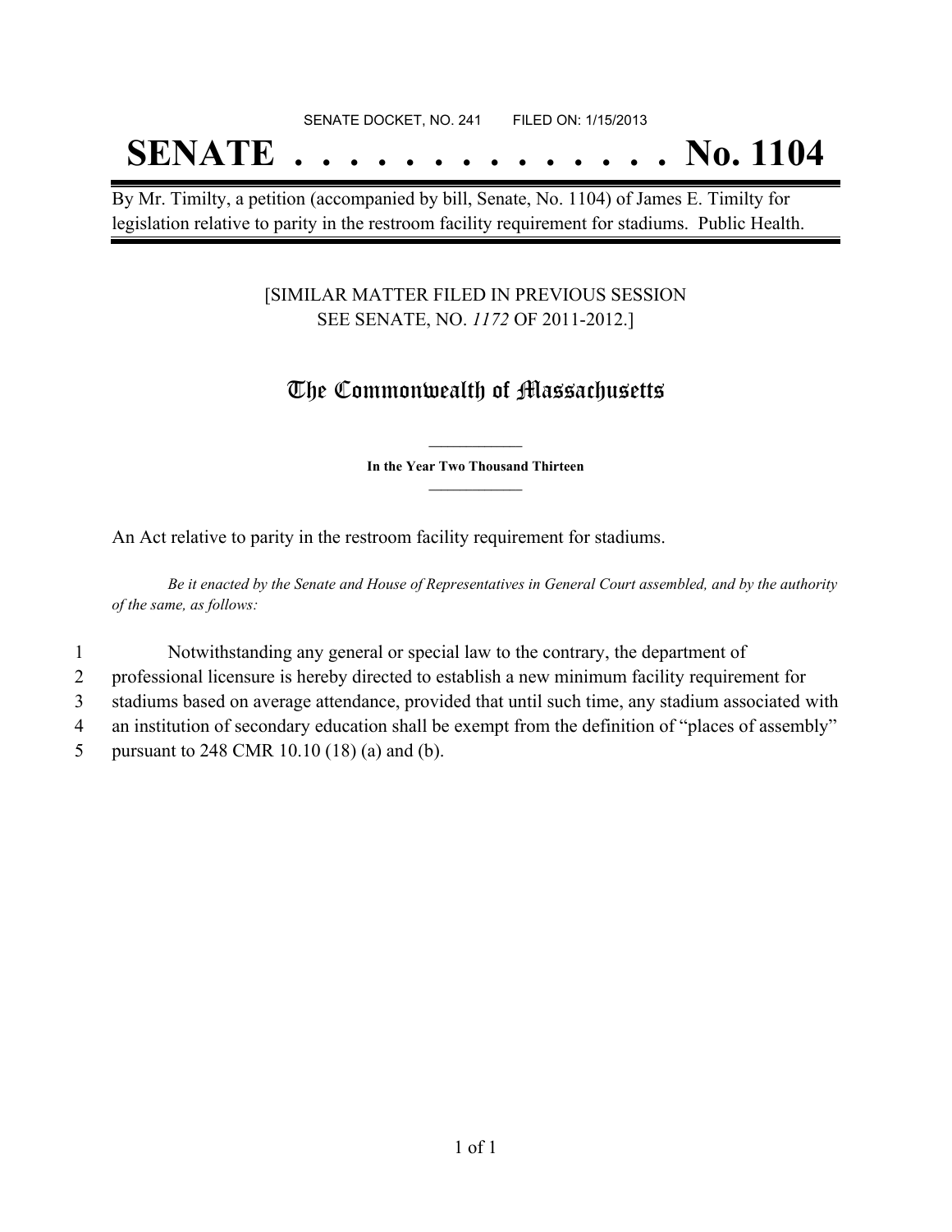SENATE DOCKET, NO. 241 FILED ON: 1/15/2013

# SENATE . . . . . . . . . . . . . . No. 1104

By Mr. Timilty, a petition (accompanied by bill, Senate, No. 1104) of James E. Timilty for legislation relative to parity in the restroom facility requirement for stadiums. Public Health.

[SIMILAR MATTER FILED IN PREVIOUS SESSION SEE SENATE, NO. *1172* OF 2011-2012.]

## The Commonwealth of Massachusetts

**In the Year Two Thousand Thirteen**

An Act relative to parity in the restroom facility requirement for stadiums.

*Be it enacted by the Senate and House of Representatives in General Court assembled, and by the authority of the same, as follows:*

1 Notwithstanding any general or special law to the contrary, the department of
2 professional licensure is hereby directed to establish a new minimum facility requirement for
3 stadiums based on average attendance, provided that until such time, any stadium associated with
4 an institution of secondary education shall be exempt from the definition of "places of assembly"
5 pursuant to 248 CMR 10.10 (18) (a) and (b).